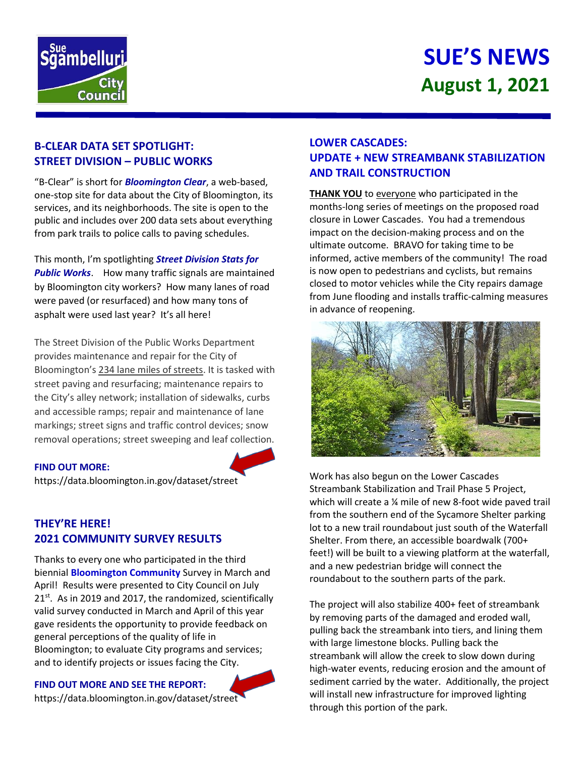# SUE'S NEWS
## August 1, 2021

## B-CLEAR DATA SET SPOTLIGHT: STREET DIVISION – PUBLIC WORKS

"B-Clear" is short for ***Bloomington Clear***, a web-based, one-stop site for data about the City of Bloomington, its services, and its neighborhoods. The site is open to the public and includes over 200 data sets about everything from park trails to police calls to paving schedules.

This month, I'm spotlighting ***Street Division Stats for Public Works***. How many traffic signals are maintained by Bloomington city workers? How many lanes of road were paved (or resurfaced) and how many tons of asphalt were used last year? It's all here!

The Street Division of the Public Works Department provides maintenance and repair for the City of Bloomington's 234 lane miles of streets. It is tasked with street paving and resurfacing; maintenance repairs to the City's alley network; installation of sidewalks, curbs and accessible ramps; repair and maintenance of lane markings; street signs and traffic control devices; snow removal operations; street sweeping and leaf collection.

**FIND OUT MORE:**
https://data.bloomington.in.gov/dataset/street

## THEY'RE HERE! 2021 COMMUNITY SURVEY RESULTS

Thanks to every one who participated in the third biennial **Bloomington Community** Survey in March and April! Results were presented to City Council on July 21st. As in 2019 and 2017, the randomized, scientifically valid survey conducted in March and April of this year gave residents the opportunity to provide feedback on general perceptions of the quality of life in Bloomington; to evaluate City programs and services; and to identify projects or issues facing the City.

**FIND OUT MORE AND SEE THE REPORT:**
https://data.bloomington.in.gov/dataset/street

## LOWER CASCADES: UPDATE + NEW STREAMBANK STABILIZATION AND TRAIL CONSTRUCTION

**THANK YOU** to everyone who participated in the months-long series of meetings on the proposed road closure in Lower Cascades. You had a tremendous impact on the decision-making process and on the ultimate outcome. BRAVO for taking time to be informed, active members of the community! The road is now open to pedestrians and cyclists, but remains closed to motor vehicles while the City repairs damage from June flooding and installs traffic-calming measures in advance of reopening.

Work has also begun on the Lower Cascades Streambank Stabilization and Trail Phase 5 Project, which will create a ¼ mile of new 8-foot wide paved trail from the southern end of the Sycamore Shelter parking lot to a new trail roundabout just south of the Waterfall Shelter. From there, an accessible boardwalk (700+ feet!) will be built to a viewing platform at the waterfall, and a new pedestrian bridge will connect the roundabout to the southern parts of the park.

The project will also stabilize 400+ feet of streambank by removing parts of the damaged and eroded wall, pulling back the streambank into tiers, and lining them with large limestone blocks. Pulling back the streambank will allow the creek to slow down during high-water events, reducing erosion and the amount of sediment carried by the water. Additionally, the project will install new infrastructure for improved lighting through this portion of the park.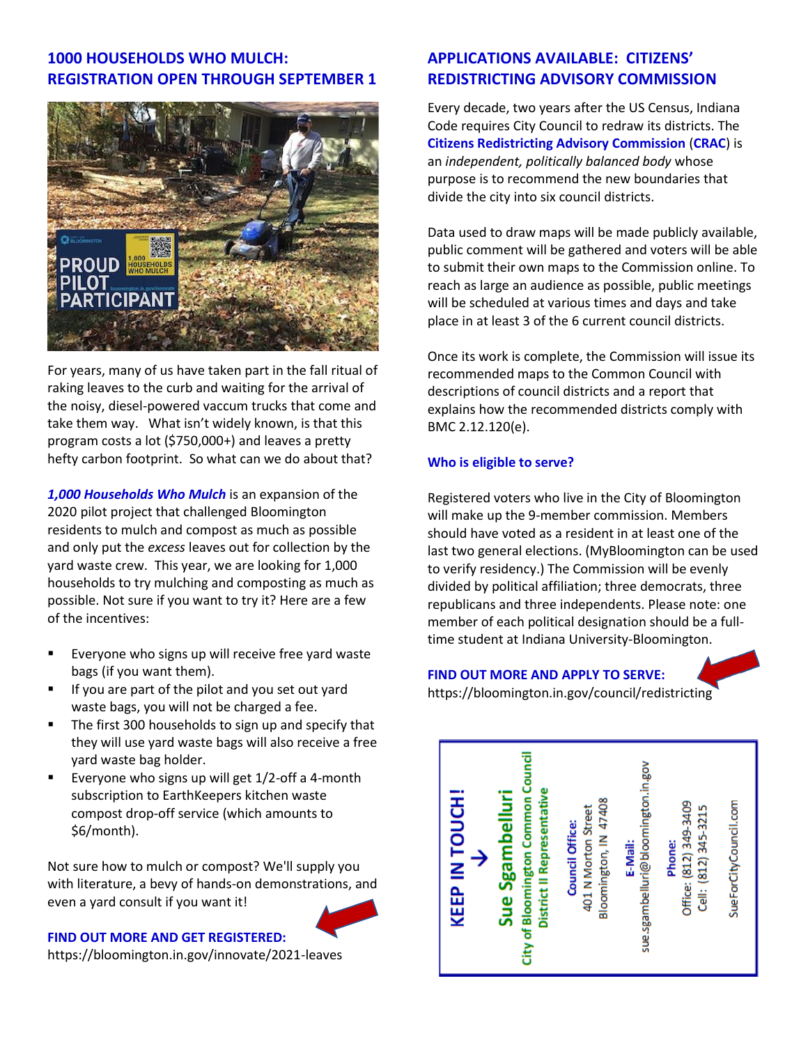## 1000 HOUSEHOLDS WHO MULCH: REGISTRATION OPEN THROUGH SEPTEMBER 1

For years, many of us have taken part in the fall ritual of raking leaves to the curb and waiting for the arrival of the noisy, diesel-powered vaccum trucks that come and take them way. What isn't widely known, is that this program costs a lot ($750,000+) and leaves a pretty hefty carbon footprint. So what can we do about that?

***1,000 Households Who Mulch*** is an expansion of the 2020 pilot project that challenged Bloomington residents to mulch and compost as much as possible and only put the *excess* leaves out for collection by the yard waste crew. This year, we are looking for 1,000 households to try mulching and composting as much as possible. Not sure if you want to try it? Here are a few of the incentives:

- Everyone who signs up will receive free yard waste bags (if you want them).
- If you are part of the pilot and you set out yard waste bags, you will not be charged a fee.
- The first 300 households to sign up and specify that they will use yard waste bags will also receive a free yard waste bag holder.
- Everyone who signs up will get 1/2-off a 4-month subscription to EarthKeepers kitchen waste compost drop-off service (which amounts to $6/month).

Not sure how to mulch or compost? We'll supply you with literature, a bevy of hands-on demonstrations, and even a yard consult if you want it!

**FIND OUT MORE AND GET REGISTERED:**
https://bloomington.in.gov/innovate/2021-leaves

## APPLICATIONS AVAILABLE: CITIZENS' REDISTRICTING ADVISORY COMMISSION

Every decade, two years after the US Census, Indiana Code requires City Council to redraw its districts. The **Citizens Redistricting Advisory Commission** (**CRAC**) is an *independent, politically balanced body* whose purpose is to recommend the new boundaries that divide the city into six council districts.

Data used to draw maps will be made publicly available, public comment will be gathered and voters will be able to submit their own maps to the Commission online. To reach as large an audience as possible, public meetings will be scheduled at various times and days and take place in at least 3 of the 6 current council districts.

Once its work is complete, the Commission will issue its recommended maps to the Common Council with descriptions of council districts and a report that explains how the recommended districts comply with BMC 2.12.120(e).

### Who is eligible to serve?

Registered voters who live in the City of Bloomington will make up the 9-member commission. Members should have voted as a resident in at least one of the last two general elections. (MyBloomington can be used to verify residency.) The Commission will be evenly divided by political affiliation; three democrats, three republicans and three independents. Please note: one member of each political designation should be a full-time student at Indiana University-Bloomington.

**FIND OUT MORE AND APPLY TO SERVE:**
https://bloomington.in.gov/council/redistricting

**KEEP IN TOUCH!** →

**Sue Sgambelluri**
**City of Bloomington Common Council**
**District II Representative**

**Council Office:**
401 N Morton Street
Bloomington, IN 47408

**E-Mail:**
sue.sgambelluri@bloomington.in.gov

**Phone:**
Office: (812) 349-3409
Cell: (812) 345-3215

SueForCityCouncil.com